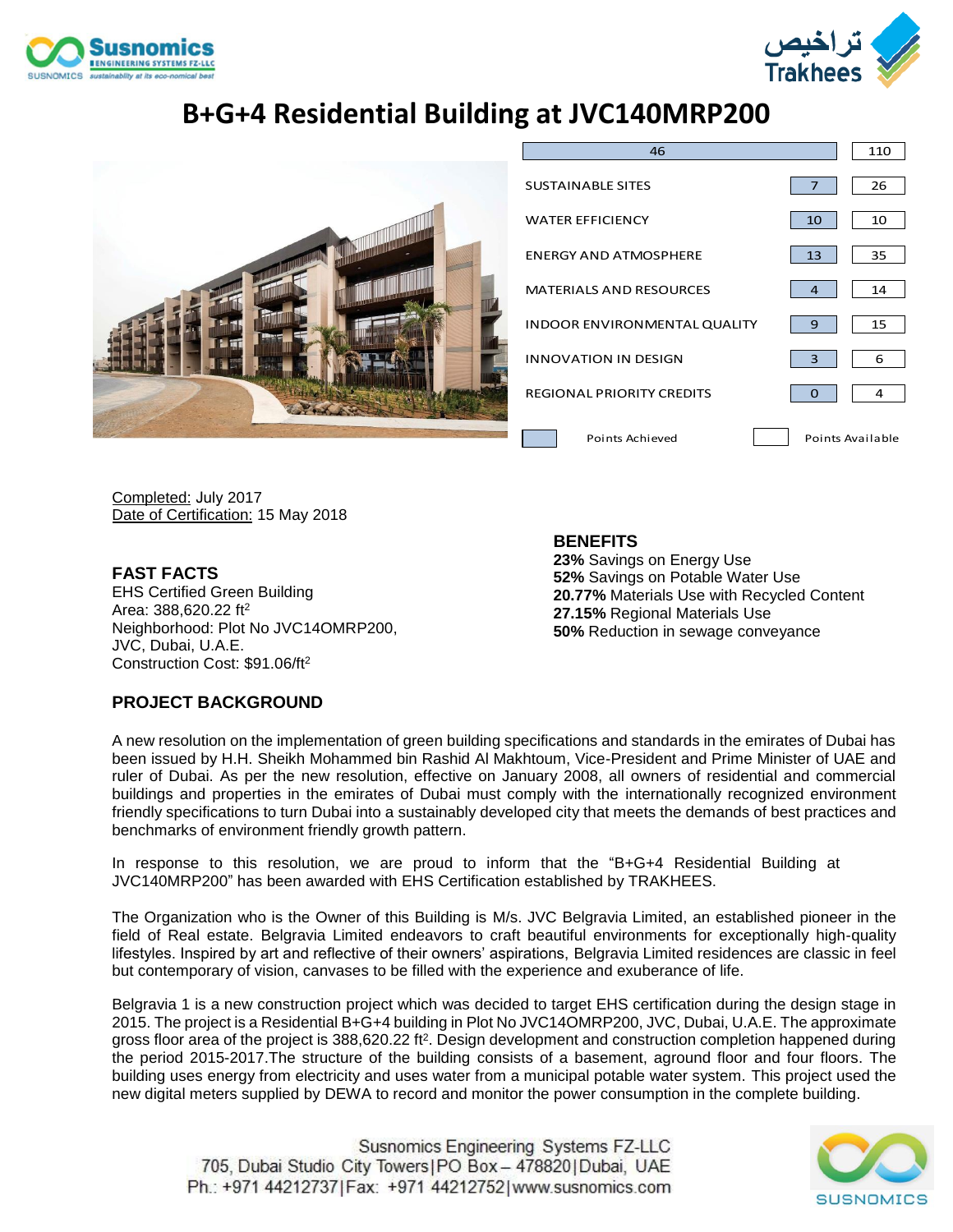# B+G+4 Residential Building at JVC140MRP200

| | Points Achieved | Points Available |
|---|---|---|
| | 46 | 110 |
| SUSTAINABLE SITES | 7 | 26 |
| WATER EFFICIENCY | 10 | 10 |
| ENERGY AND ATMOSPHERE | 13 | 35 |
| MATERIALS AND RESOURCES | 4 | 14 |
| INDOOR ENVIRONMENTAL QUALITY | 9 | 15 |
| INNOVATION IN DESIGN | 3 | 6 |
| REGIONAL PRIORITY CREDITS | 0 | 4 |

Completed: July 2017
Date of Certification: 15 May 2018

### FAST FACTS

EHS Certified Green Building
Area: 388,620.22 ft$^2$
Neighborhood: Plot No JVC14OMRP200, JVC, Dubai, U.A.E.
Construction Cost: $91.06/ft$^2$

### BENEFITS

**23%** Savings on Energy Use
**52%** Savings on Potable Water Use
**20.77%** Materials Use with Recycled Content
**27.15%** Regional Materials Use
**50%** Reduction in sewage conveyance

### PROJECT BACKGROUND

A new resolution on the implementation of green building specifications and standards in the emirates of Dubai has been issued by H.H. Sheikh Mohammed bin Rashid Al Makhtoum, Vice-President and Prime Minister of UAE and ruler of Dubai. As per the new resolution, effective on January 2008, all owners of residential and commercial buildings and properties in the emirates of Dubai must comply with the internationally recognized environment friendly specifications to turn Dubai into a sustainably developed city that meets the demands of best practices and benchmarks of environment friendly growth pattern.

In response to this resolution, we are proud to inform that the "B+G+4 Residential Building at JVC140MRP200" has been awarded with EHS Certification established by TRAKHEES.

The Organization who is the Owner of this Building is M/s. JVC Belgravia Limited, an established pioneer in the field of Real estate. Belgravia Limited endeavors to craft beautiful environments for exceptionally high-quality lifestyles. Inspired by art and reflective of their owners' aspirations, Belgravia Limited residences are classic in feel but contemporary of vision, canvases to be filled with the experience and exuberance of life.

Belgravia 1 is a new construction project which was decided to target EHS certification during the design stage in 2015. The project is a Residential B+G+4 building in Plot No JVC14OMRP200, JVC, Dubai, U.A.E. The approximate gross floor area of the project is 388,620.22 ft$^2$. Design development and construction completion happened during the period 2015-2017.The structure of the building consists of a basement, aground floor and four floors. The building uses energy from electricity and uses water from a municipal potable water system. This project used the new digital meters supplied by DEWA to record and monitor the power consumption in the complete building.

Susnomics Engineering Systems FZ-LLC
705, Dubai Studio City Towers|PO Box – 478820|Dubai, UAE
Ph.: +971 44212737|Fax: +971 44212752|www.susnomics.com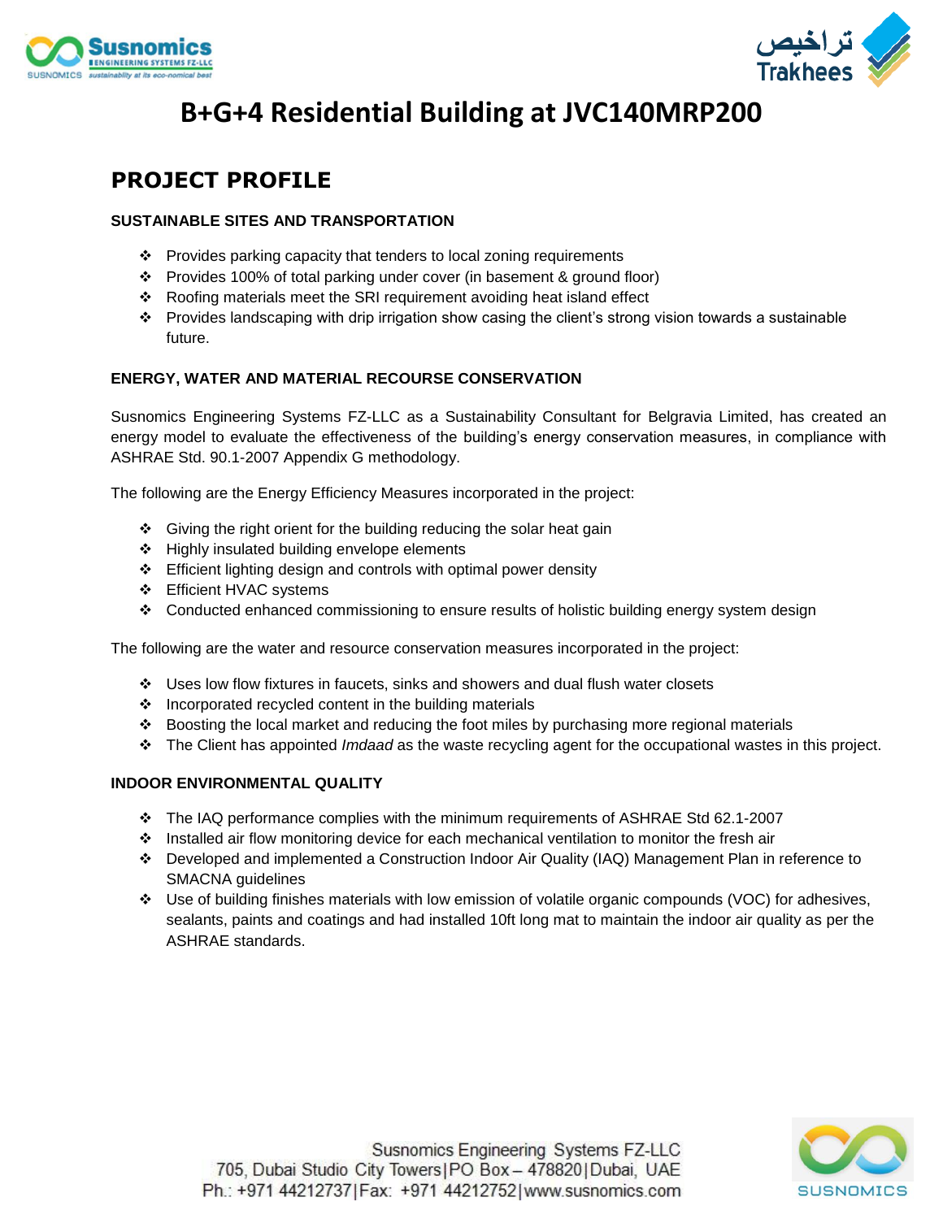# B+G+4 Residential Building at JVC140MRP200

## PROJECT PROFILE

### SUSTAINABLE SITES AND TRANSPORTATION

- Provides parking capacity that tenders to local zoning requirements
- Provides 100% of total parking under cover (in basement & ground floor)
- Roofing materials meet the SRI requirement avoiding heat island effect
- Provides landscaping with drip irrigation show casing the client's strong vision towards a sustainable future.

### ENERGY, WATER AND MATERIAL RECOURSE CONSERVATION

Susnomics Engineering Systems FZ-LLC as a Sustainability Consultant for Belgravia Limited, has created an energy model to evaluate the effectiveness of the building's energy conservation measures, in compliance with ASHRAE Std. 90.1-2007 Appendix G methodology.

The following are the Energy Efficiency Measures incorporated in the project:

- Giving the right orient for the building reducing the solar heat gain
- Highly insulated building envelope elements
- Efficient lighting design and controls with optimal power density
- Efficient HVAC systems
- Conducted enhanced commissioning to ensure results of holistic building energy system design

The following are the water and resource conservation measures incorporated in the project:

- Uses low flow fixtures in faucets, sinks and showers and dual flush water closets
- Incorporated recycled content in the building materials
- Boosting the local market and reducing the foot miles by purchasing more regional materials
- The Client has appointed *Imdaad* as the waste recycling agent for the occupational wastes in this project.

### INDOOR ENVIRONMENTAL QUALITY

- The IAQ performance complies with the minimum requirements of ASHRAE Std 62.1-2007
- Installed air flow monitoring device for each mechanical ventilation to monitor the fresh air
- Developed and implemented a Construction Indoor Air Quality (IAQ) Management Plan in reference to SMACNA guidelines
- Use of building finishes materials with low emission of volatile organic compounds (VOC) for adhesives, sealants, paints and coatings and had installed 10ft long mat to maintain the indoor air quality as per the ASHRAE standards.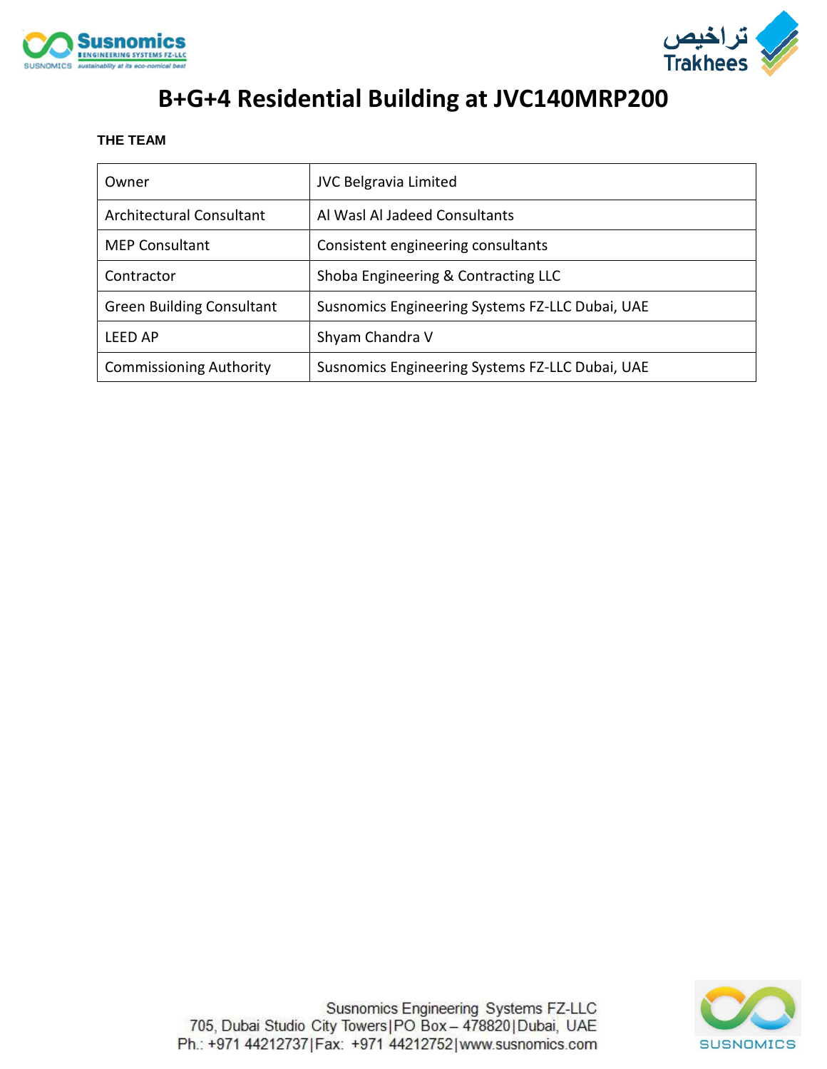# B+G+4 Residential Building at JVC140MRP200

**THE TEAM**

| Owner | JVC Belgravia Limited |
|---|---|
| Architectural Consultant | Al Wasl Al Jadeed Consultants |
| MEP Consultant | Consistent engineering consultants |
| Contractor | Shoba Engineering & Contracting LLC |
| Green Building Consultant | Susnomics Engineering Systems FZ-LLC Dubai, UAE |
| LEED AP | Shyam Chandra V |
| Commissioning Authority | Susnomics Engineering Systems FZ-LLC Dubai, UAE |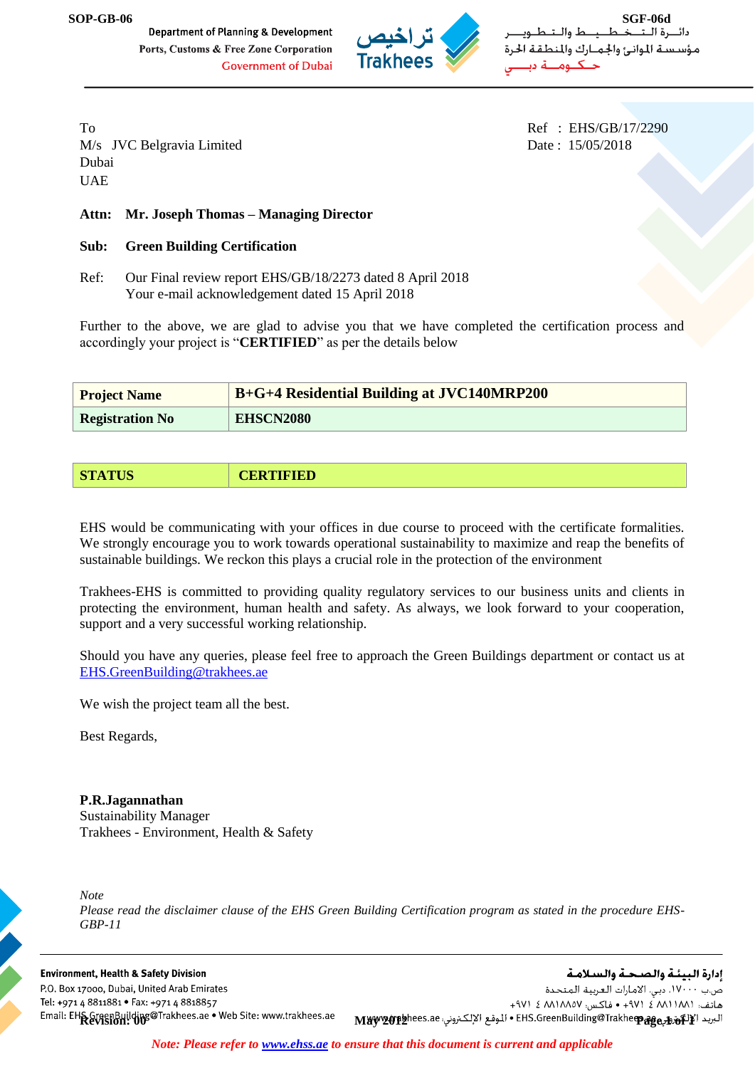To
M/s JVC Belgravia Limited
Dubai
UAE

Ref : EHS/GB/17/2290
Date : 15/05/2018

**Attn: Mr. Joseph Thomas – Managing Director**

**Sub: Green Building Certification**

Ref: Our Final review report EHS/GB/18/2273 dated 8 April 2018
Your e-mail acknowledgement dated 15 April 2018

Further to the above, we are glad to advise you that we have completed the certification process and accordingly your project is "**CERTIFIED**" as per the details below

| | |
|---|---|
| **Project Name** | **B+G+4 Residential Building at JVC140MRP200** |
| **Registration No** | **EHSCN2080** |

| | |
|---|---|
| **STATUS** | **CERTIFIED** |

EHS would be communicating with your offices in due course to proceed with the certificate formalities. We strongly encourage you to work towards operational sustainability to maximize and reap the benefits of sustainable buildings. We reckon this plays a crucial role in the protection of the environment

Trakhees-EHS is committed to providing quality regulatory services to our business units and clients in protecting the environment, human health and safety. As always, we look forward to your cooperation, support and a very successful working relationship.

Should you have any queries, please feel free to approach the Green Buildings department or contact us at EHS.GreenBuilding@trakhees.ae

We wish the project team all the best.

Best Regards,

**P.R.Jagannathan**
Sustainability Manager
Trakhees - Environment, Health & Safety

*Note*
*Please read the disclaimer clause of the EHS Green Building Certification program as stated in the procedure EHS-GBP-11*